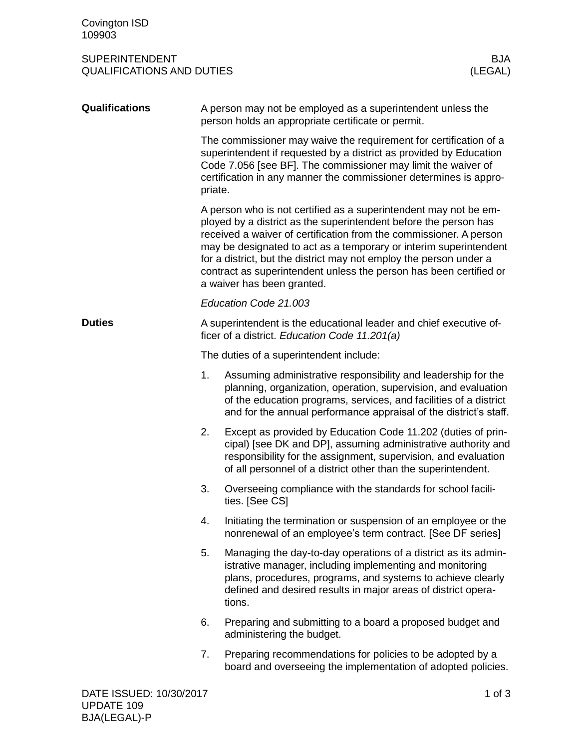Covington ISD
109903

SUPERINTENDENT
QUALIFICATIONS AND DUTIES

BJA
(LEGAL)

## Qualifications

A person may not be employed as a superintendent unless the person holds an appropriate certificate or permit.

The commissioner may waive the requirement for certification of a superintendent if requested by a district as provided by Education Code 7.056 [see BF]. The commissioner may limit the waiver of certification in any manner the commissioner determines is appropriate.

A person who is not certified as a superintendent may not be employed by a district as the superintendent before the person has received a waiver of certification from the commissioner. A person may be designated to act as a temporary or interim superintendent for a district, but the district may not employ the person under a contract as superintendent unless the person has been certified or a waiver has been granted.

*Education Code 21.003*

## Duties

A superintendent is the educational leader and chief executive officer of a district. *Education Code 11.201(a)*

The duties of a superintendent include:

1. Assuming administrative responsibility and leadership for the planning, organization, operation, supervision, and evaluation of the education programs, services, and facilities of a district and for the annual performance appraisal of the district's staff.
2. Except as provided by Education Code 11.202 (duties of principal) [see DK and DP], assuming administrative authority and responsibility for the assignment, supervision, and evaluation of all personnel of a district other than the superintendent.
3. Overseeing compliance with the standards for school facilities. [See CS]
4. Initiating the termination or suspension of an employee or the nonrenewal of an employee's term contract. [See DF series]
5. Managing the day-to-day operations of a district as its administrative manager, including implementing and monitoring plans, procedures, programs, and systems to achieve clearly defined and desired results in major areas of district operations.
6. Preparing and submitting to a board a proposed budget and administering the budget.
7. Preparing recommendations for policies to be adopted by a board and overseeing the implementation of adopted policies.

DATE ISSUED: 10/30/2017
UPDATE 109
BJA(LEGAL)-P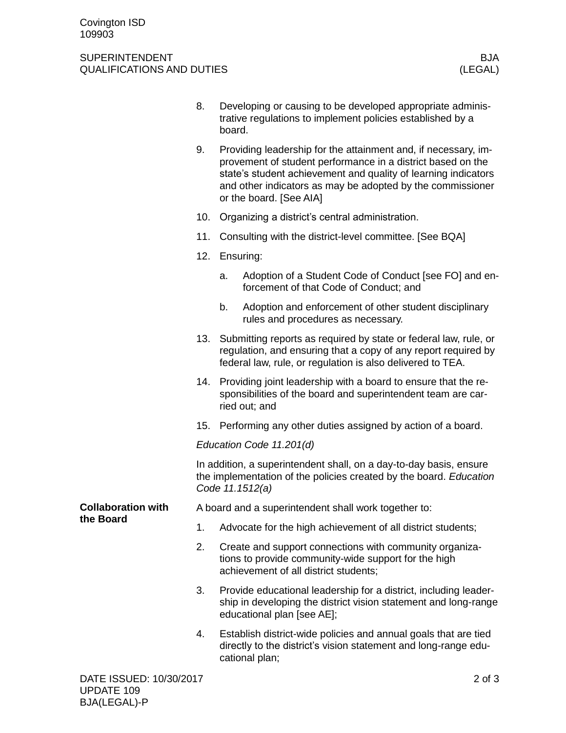8. Developing or causing to be developed appropriate administrative regulations to implement policies established by a board.
9. Providing leadership for the attainment and, if necessary, improvement of student performance in a district based on the state's student achievement and quality of learning indicators and other indicators as may be adopted by the commissioner or the board. [See AIA]
10. Organizing a district's central administration.
11. Consulting with the district-level committee. [See BQA]
12. Ensuring:
    a. Adoption of a Student Code of Conduct [see FO] and enforcement of that Code of Conduct; and
    b. Adoption and enforcement of other student disciplinary rules and procedures as necessary.
13. Submitting reports as required by state or federal law, rule, or regulation, and ensuring that a copy of any report required by federal law, rule, or regulation is also delivered to TEA.
14. Providing joint leadership with a board to ensure that the responsibilities of the board and superintendent team are carried out; and
15. Performing any other duties assigned by action of a board.

*Education Code 11.201(d)*

In addition, a superintendent shall, on a day-to-day basis, ensure the implementation of the policies created by the board. *Education Code 11.1512(a)*

**Collaboration with the Board**

A board and a superintendent shall work together to:

1. Advocate for the high achievement of all district students;
2. Create and support connections with community organizations to provide community-wide support for the high achievement of all district students;
3. Provide educational leadership for a district, including leadership in developing the district vision statement and long-range educational plan [see AE];
4. Establish district-wide policies and annual goals that are tied directly to the district's vision statement and long-range educational plan;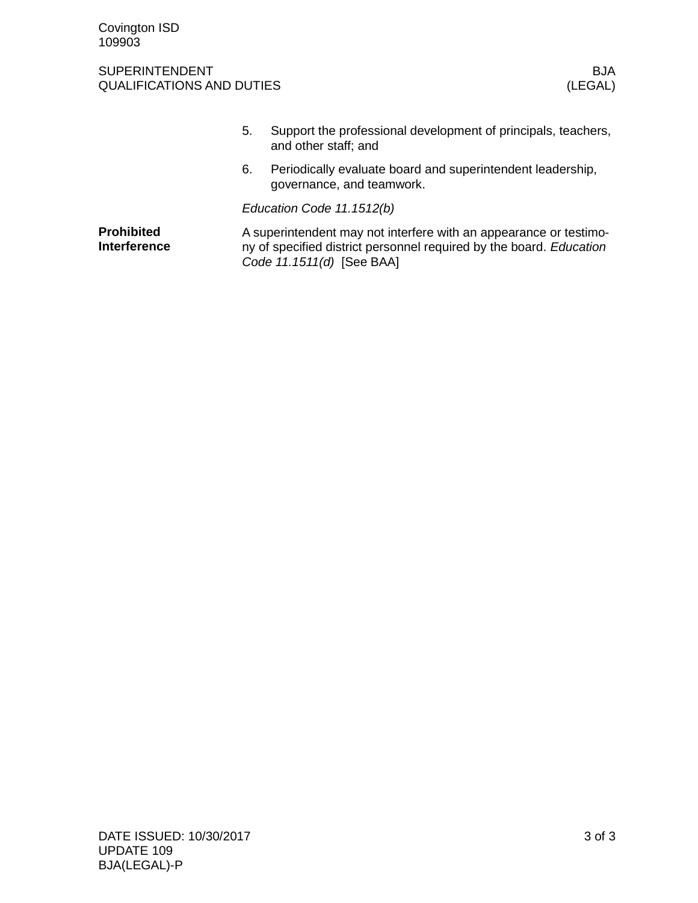5. Support the professional development of principals, teachers, and other staff; and
6. Periodically evaluate board and superintendent leadership, governance, and teamwork.

*Education Code 11.1512(b)*

**Prohibited Interference**

A superintendent may not interfere with an appearance or testimony of specified district personnel required by the board. *Education Code 11.1511(d)* [See BAA]